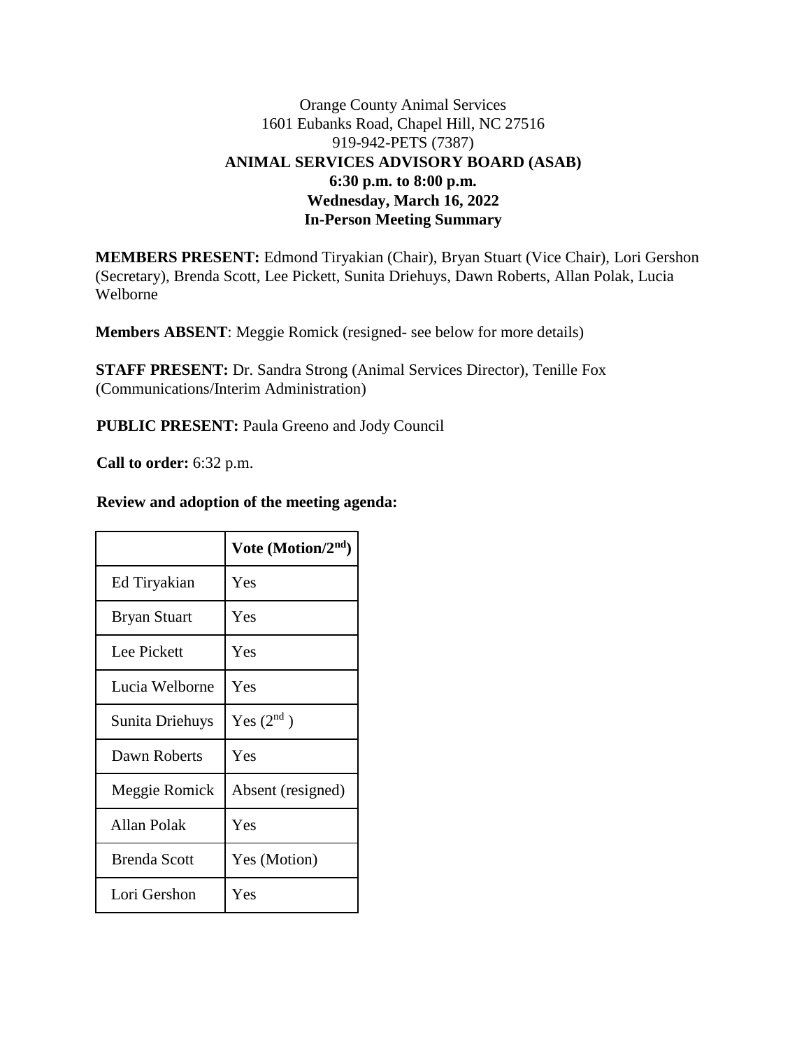Orange County Animal Services
1601 Eubanks Road, Chapel Hill, NC 27516
919-942-PETS (7387)

**ANIMAL SERVICES ADVISORY BOARD (ASAB)**
**6:30 p.m. to 8:00 p.m.**
**Wednesday, March 16, 2022**
**In-Person Meeting Summary**

**MEMBERS PRESENT:** Edmond Tiryakian (Chair), Bryan Stuart (Vice Chair), Lori Gershon (Secretary), Brenda Scott, Lee Pickett, Sunita Driehuys, Dawn Roberts, Allan Polak, Lucia Welborne

**Members ABSENT**: Meggie Romick (resigned- see below for more details)

**STAFF PRESENT:** Dr. Sandra Strong (Animal Services Director), Tenille Fox (Communications/Interim Administration)

**PUBLIC PRESENT:** Paula Greeno and Jody Council

**Call to order:** 6:32 p.m.

**Review and adoption of the meeting agenda:**

| | Vote (Motion/2nd) |
|---|---|
| Ed Tiryakian | Yes |
| Bryan Stuart | Yes |
| Lee Pickett | Yes |
| Lucia Welborne | Yes |
| Sunita Driehuys | Yes (2nd) |
| Dawn Roberts | Yes |
| Meggie Romick | Absent (resigned) |
| Allan Polak | Yes |
| Brenda Scott | Yes (Motion) |
| Lori Gershon | Yes |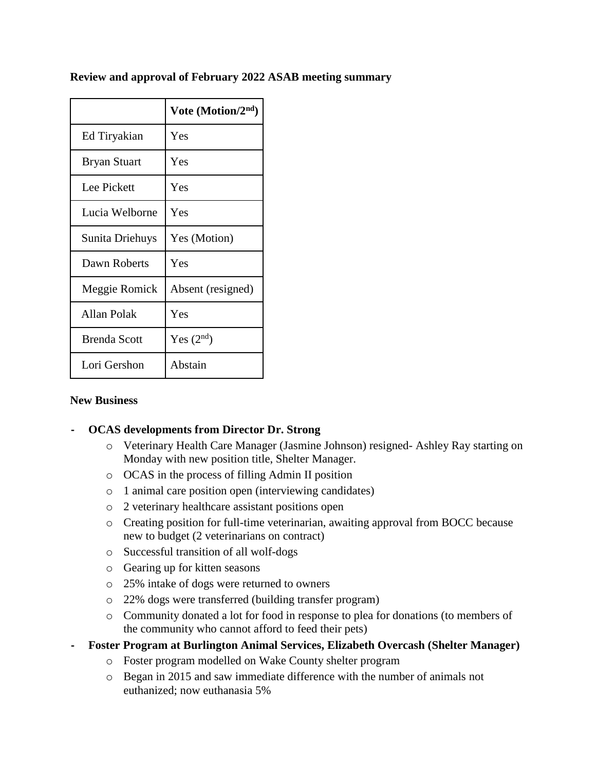**Review and approval of February 2022 ASAB meeting summary**

| | Vote (Motion/$2^{nd}$) |
|---|---|
| Ed Tiryakian | Yes |
| Bryan Stuart | Yes |
| Lee Pickett | Yes |
| Lucia Welborne | Yes |
| Sunita Driehuys | Yes (Motion) |
| Dawn Roberts | Yes |
| Meggie Romick | Absent (resigned) |
| Allan Polak | Yes |
| Brenda Scott | Yes ($2^{nd}$) |
| Lori Gershon | Abstain |

**New Business**

- **OCAS developments from Director Dr. Strong**
    - Veterinary Health Care Manager (Jasmine Johnson) resigned- Ashley Ray starting on Monday with new position title, Shelter Manager.
    - OCAS in the process of filling Admin II position
    - 1 animal care position open (interviewing candidates)
    - 2 veterinary healthcare assistant positions open
    - Creating position for full-time veterinarian, awaiting approval from BOCC because new to budget (2 veterinarians on contract)
    - Successful transition of all wolf-dogs
    - Gearing up for kitten seasons
    - 25% intake of dogs were returned to owners
    - 22% dogs were transferred (building transfer program)
    - Community donated a lot for food in response to plea for donations (to members of the community who cannot afford to feed their pets)
- **Foster Program at Burlington Animal Services, Elizabeth Overcash (Shelter Manager)**
    - Foster program modelled on Wake County shelter program
    - Began in 2015 and saw immediate difference with the number of animals not euthanized; now euthanasia 5%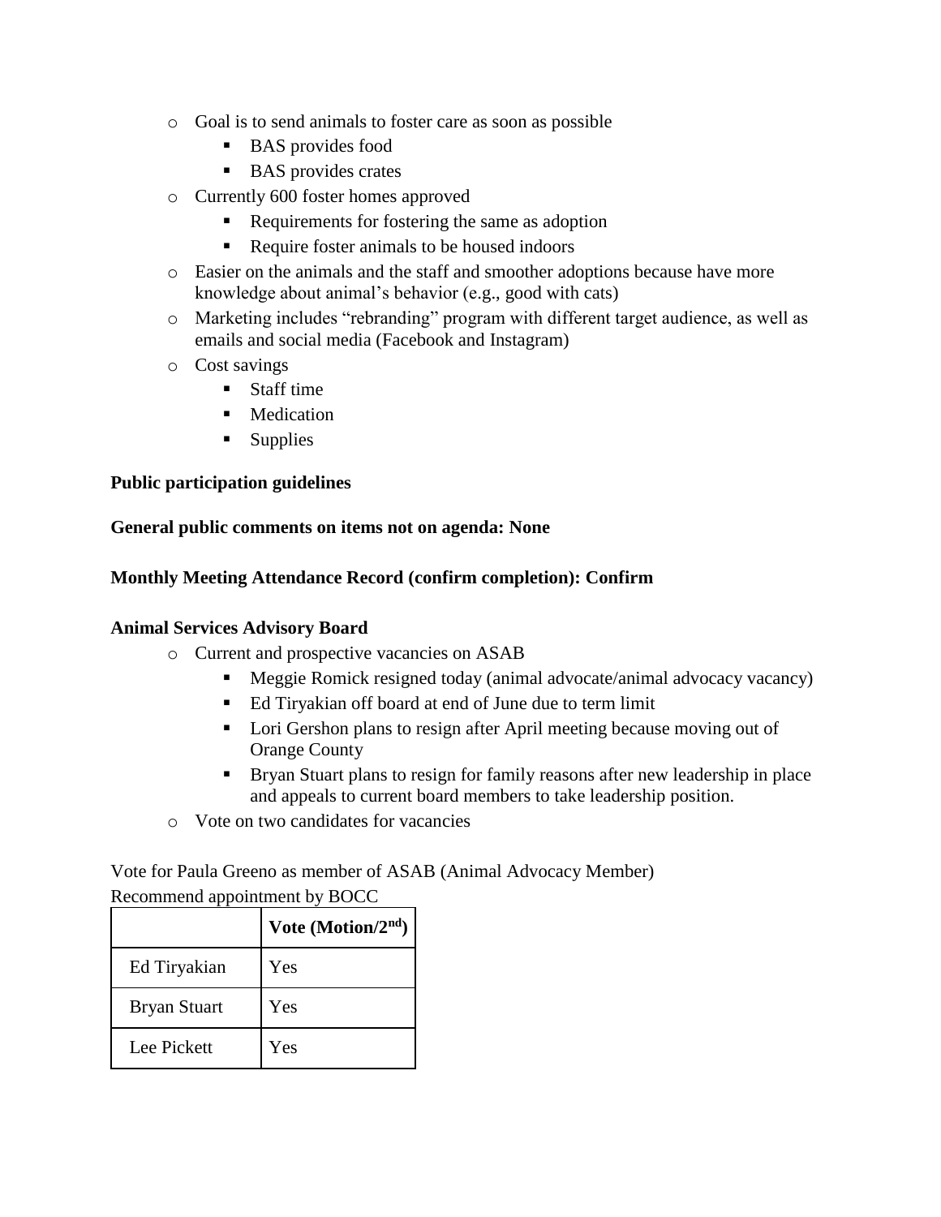- Goal is to send animals to foster care as soon as possible
  - BAS provides food
  - BAS provides crates
- Currently 600 foster homes approved
  - Requirements for fostering the same as adoption
  - Require foster animals to be housed indoors
- Easier on the animals and the staff and smoother adoptions because have more knowledge about animal's behavior (e.g., good with cats)
- Marketing includes "rebranding" program with different target audience, as well as emails and social media (Facebook and Instagram)
- Cost savings
  - Staff time
  - Medication
  - Supplies

**Public participation guidelines**

**General public comments on items not on agenda: None**

**Monthly Meeting Attendance Record (confirm completion): Confirm**

**Animal Services Advisory Board**

- Current and prospective vacancies on ASAB
  - Meggie Romick resigned today (animal advocate/animal advocacy vacancy)
  - Ed Tiryakian off board at end of June due to term limit
  - Lori Gershon plans to resign after April meeting because moving out of Orange County
  - Bryan Stuart plans to resign for family reasons after new leadership in place and appeals to current board members to take leadership position.
- Vote on two candidates for vacancies

Vote for Paula Greeno as member of ASAB (Animal Advocacy Member)
Recommend appointment by BOCC

| | Vote (Motion/2nd) |
|---|---|
| Ed Tiryakian | Yes |
| Bryan Stuart | Yes |
| Lee Pickett | Yes |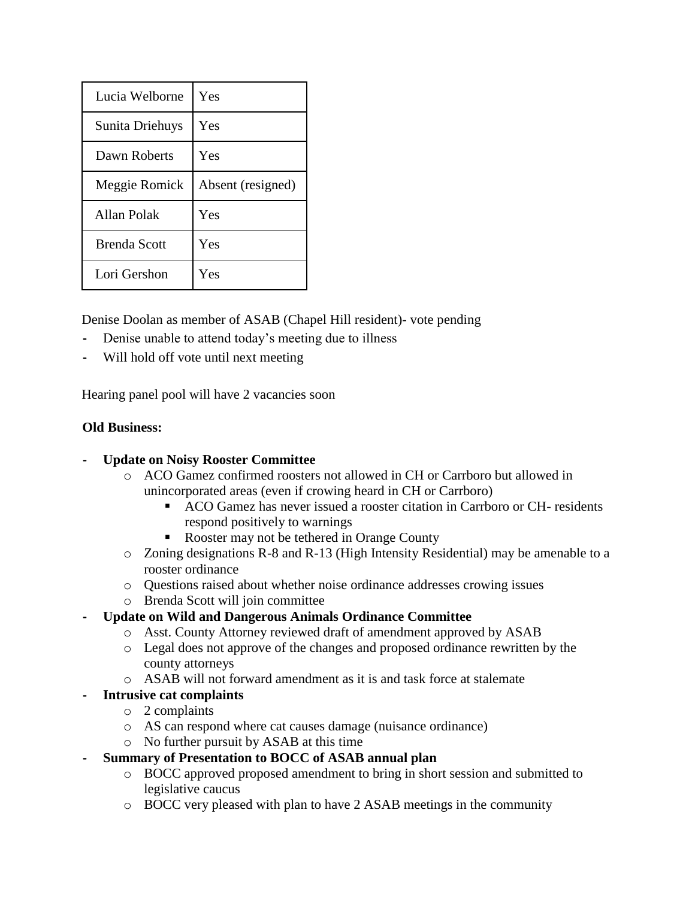| Lucia Welborne | Yes |
|---|---|
| Sunita Driehuys | Yes |
| Dawn Roberts | Yes |
| Meggie Romick | Absent (resigned) |
| Allan Polak | Yes |
| Brenda Scott | Yes |
| Lori Gershon | Yes |

Denise Doolan as member of ASAB (Chapel Hill resident)- vote pending

- Denise unable to attend today's meeting due to illness
- Will hold off vote until next meeting

Hearing panel pool will have 2 vacancies soon

**Old Business:**

- **Update on Noisy Rooster Committee**
  - ACO Gamez confirmed roosters not allowed in CH or Carrboro but allowed in unincorporated areas (even if crowing heard in CH or Carrboro)
    - ACO Gamez has never issued a rooster citation in Carrboro or CH- residents respond positively to warnings
    - Rooster may not be tethered in Orange County
  - Zoning designations R-8 and R-13 (High Intensity Residential) may be amenable to a rooster ordinance
  - Questions raised about whether noise ordinance addresses crowing issues
  - Brenda Scott will join committee
- **Update on Wild and Dangerous Animals Ordinance Committee**
  - Asst. County Attorney reviewed draft of amendment approved by ASAB
  - Legal does not approve of the changes and proposed ordinance rewritten by the county attorneys
  - ASAB will not forward amendment as it is and task force at stalemate
- **Intrusive cat complaints**
  - 2 complaints
  - AS can respond where cat causes damage (nuisance ordinance)
  - No further pursuit by ASAB at this time
- **Summary of Presentation to BOCC of ASAB annual plan**
  - BOCC approved proposed amendment to bring in short session and submitted to legislative caucus
  - BOCC very pleased with plan to have 2 ASAB meetings in the community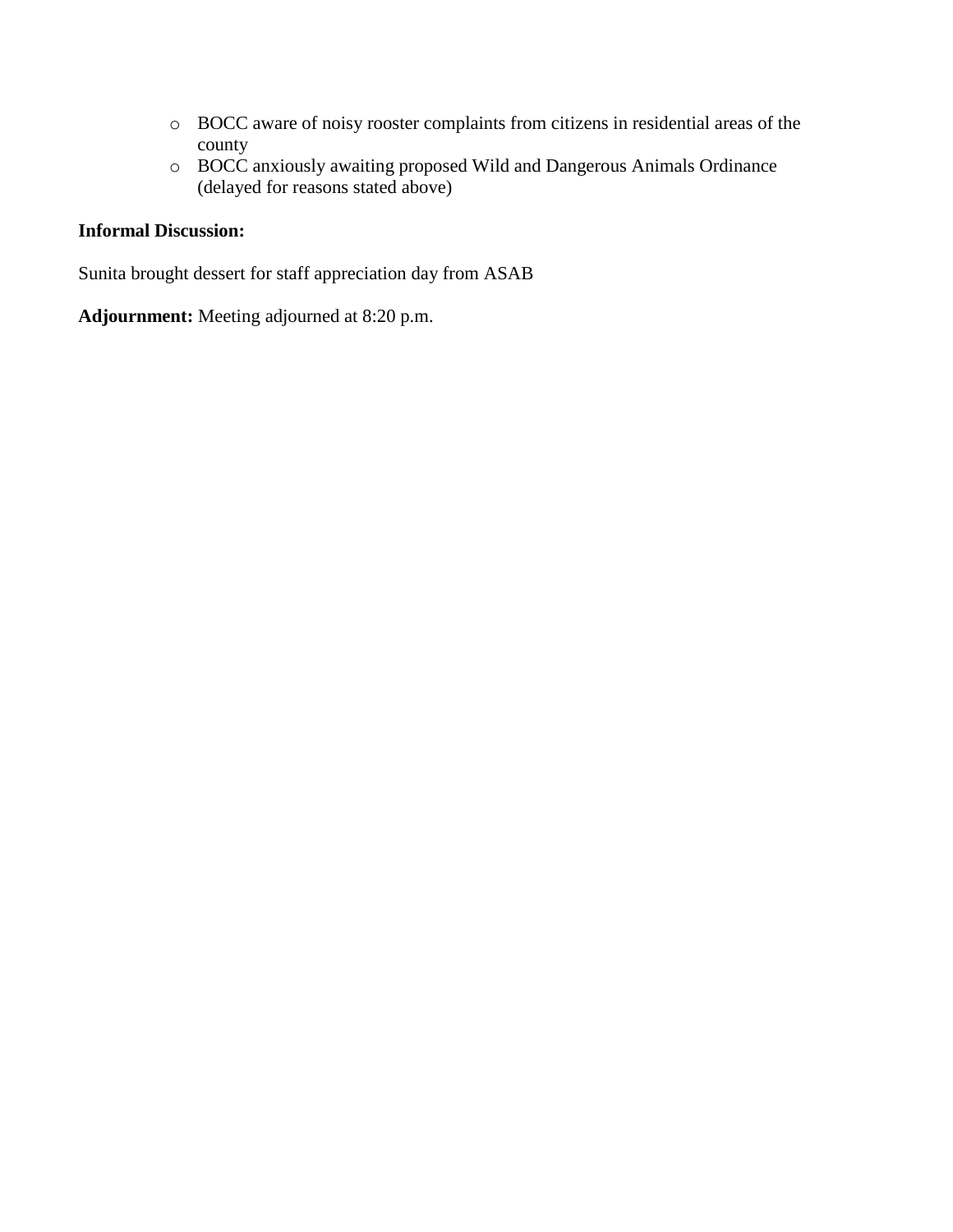- BOCC aware of noisy rooster complaints from citizens in residential areas of the county
  - BOCC anxiously awaiting proposed Wild and Dangerous Animals Ordinance (delayed for reasons stated above)

**Informal Discussion:**

Sunita brought dessert for staff appreciation day from ASAB

**Adjournment:** Meeting adjourned at 8:20 p.m.